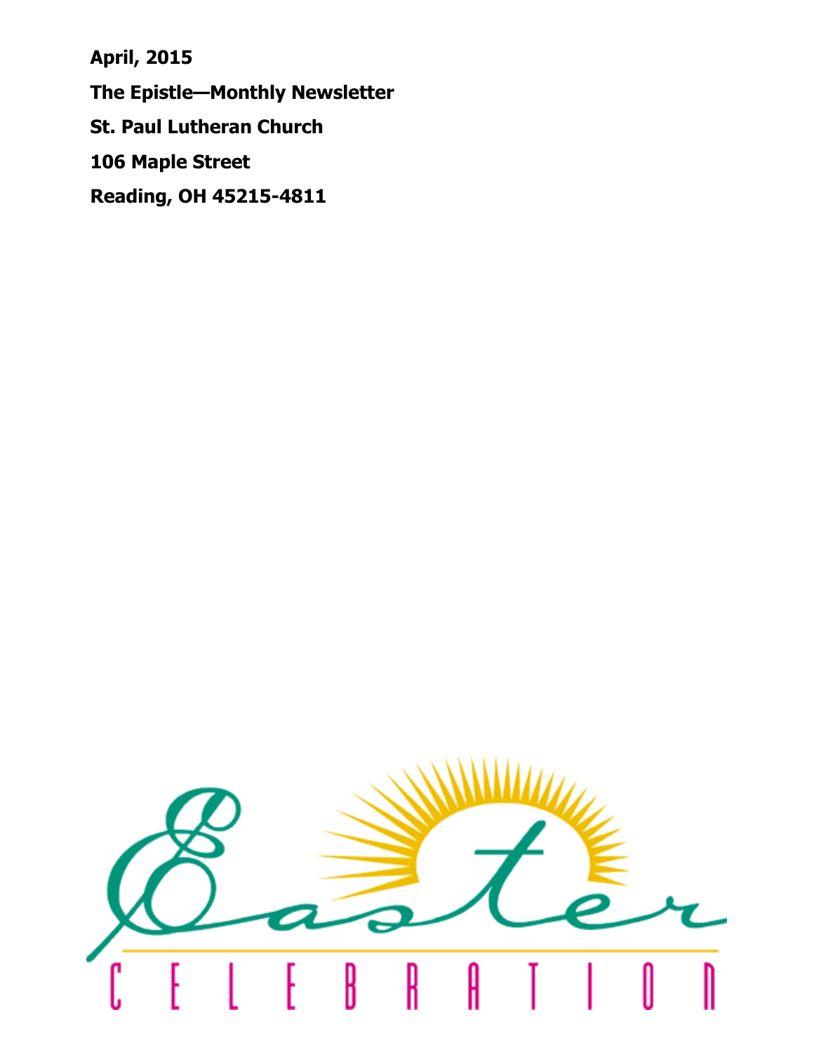**April, 2015**

**The Epistle—Monthly Newsletter**

**St. Paul Lutheran Church**

**106 Maple Street**

**Reading, OH 45215-4811**

Easter

CELEBRATION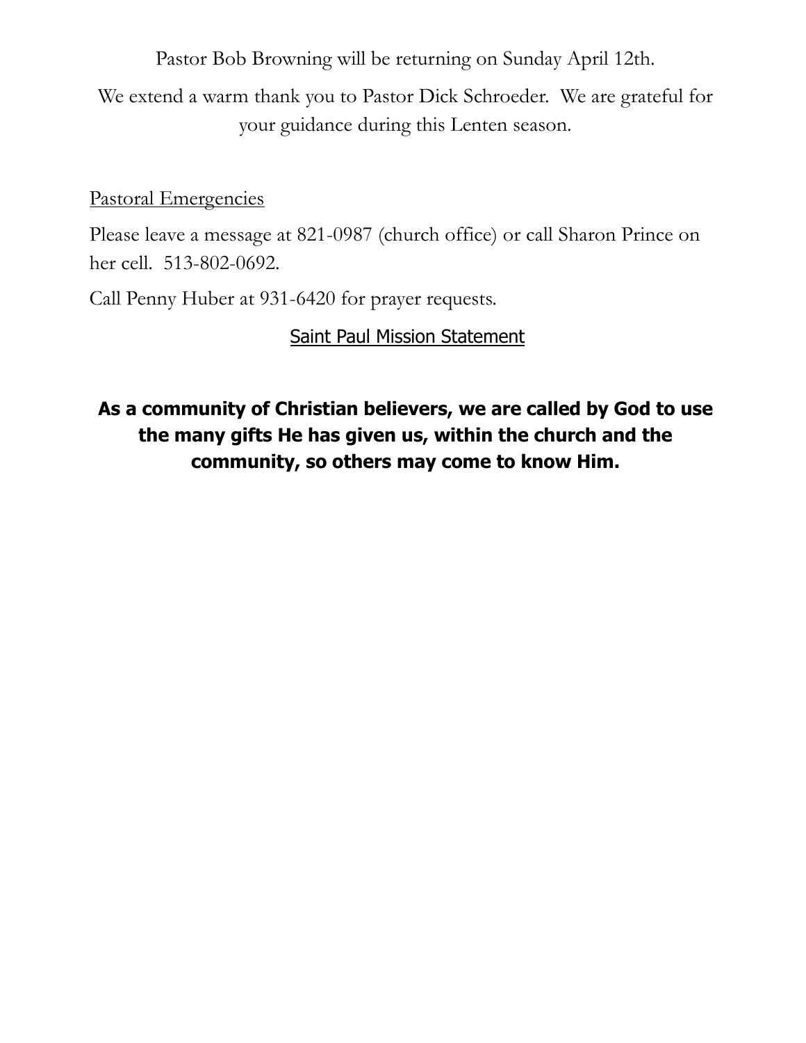Pastor Bob Browning will be returning on Sunday April 12th.

We extend a warm thank you to Pastor Dick Schroeder. We are grateful for your guidance during this Lenten season.

Pastoral Emergencies

Please leave a message at 821-0987 (church office) or call Sharon Prince on her cell. 513-802-0692.

Call Penny Huber at 931-6420 for prayer requests.

Saint Paul Mission Statement

**As a community of Christian believers, we are called by God to use the many gifts He has given us, within the church and the community, so others may come to know Him.**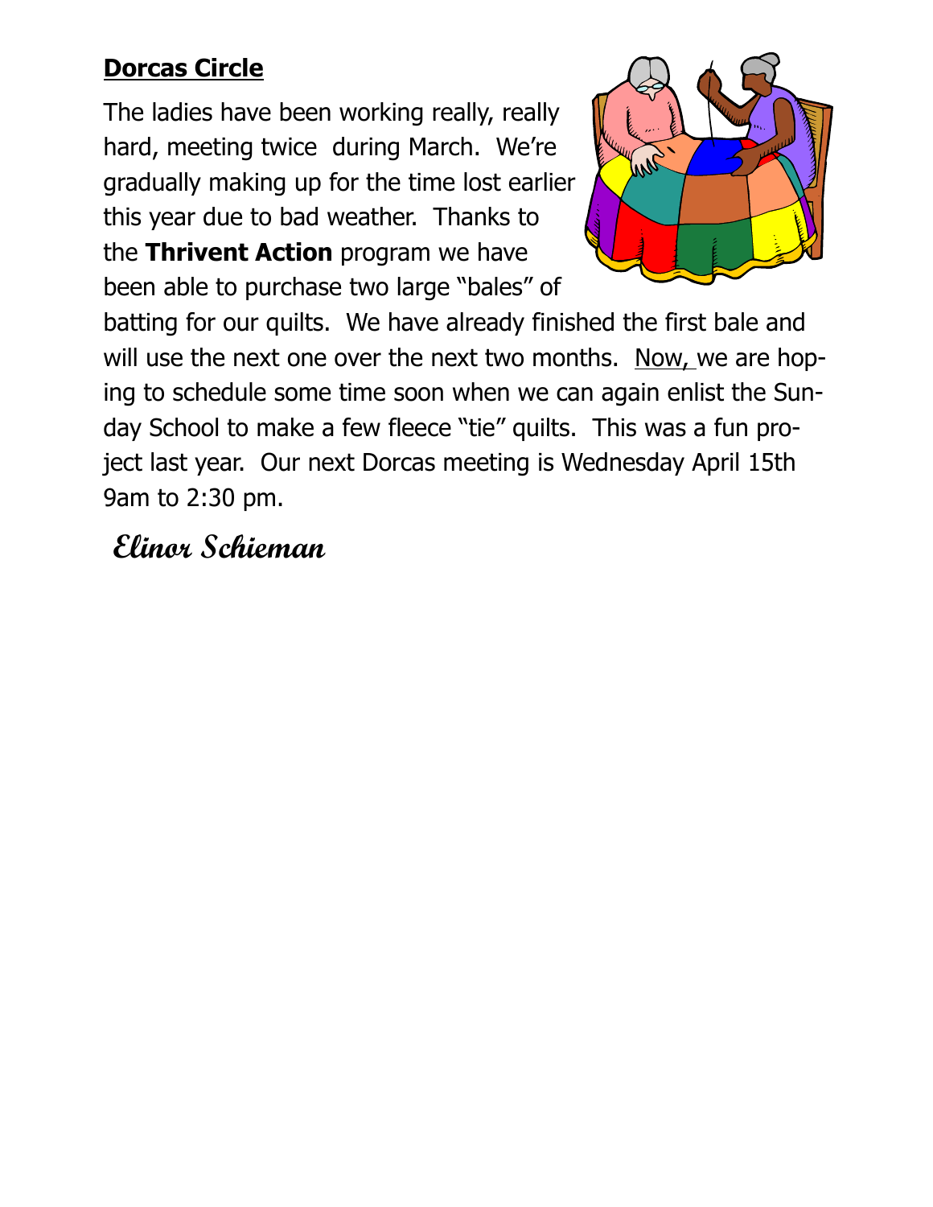## **Dorcas Circle**

The ladies have been working really, really hard, meeting twice during March. We're gradually making up for the time lost earlier this year due to bad weather. Thanks to the **Thrivent Action** program we have been able to purchase two large "bales" of batting for our quilts. We have already finished the first bale and will use the next one over the next two months. Now, we are hoping to schedule some time soon when we can again enlist the Sunday School to make a few fleece "tie" quilts. This was a fun project last year. Our next Dorcas meeting is Wednesday April 15th 9am to 2:30 pm.

**Elinor Schieman**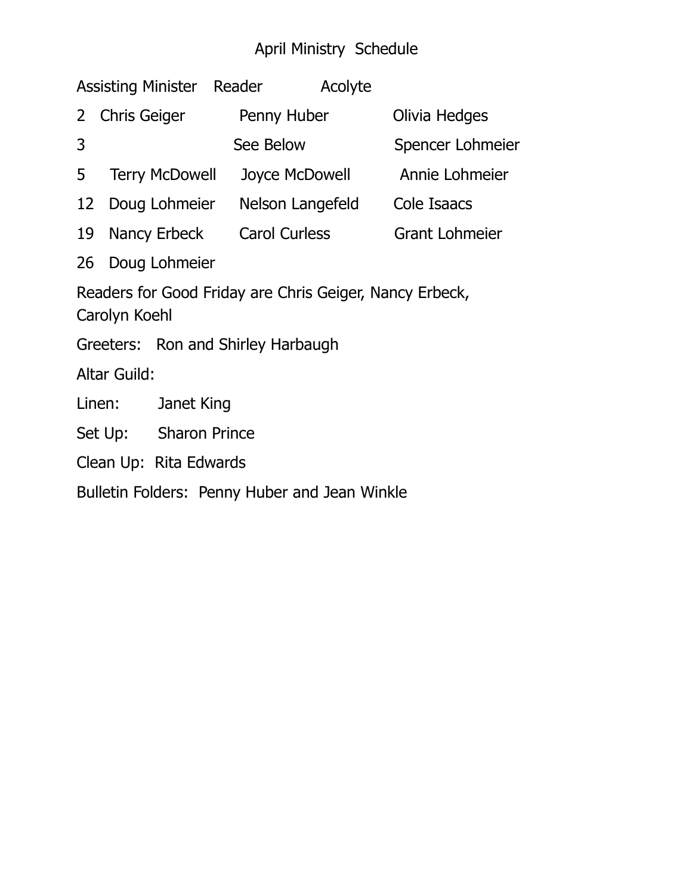# April Ministry Schedule

| | Assisting Minister | Reader | Acolyte |
|---|---|---|---|
| 2 | Chris Geiger | Penny Huber | Olivia Hedges |
| 3 | | See Below | Spencer Lohmeier |
| 5 | Terry McDowell | Joyce McDowell | Annie Lohmeier |
| 12 | Doug Lohmeier | Nelson Langefeld | Cole Isaacs |
| 19 | Nancy Erbeck | Carol Curless | Grant Lohmeier |
| 26 | Doug Lohmeier | | |

Readers for Good Friday are Chris Geiger, Nancy Erbeck, Carolyn Koehl

Greeters: Ron and Shirley Harbaugh

Altar Guild:

Linen: Janet King

Set Up: Sharon Prince

Clean Up: Rita Edwards

Bulletin Folders: Penny Huber and Jean Winkle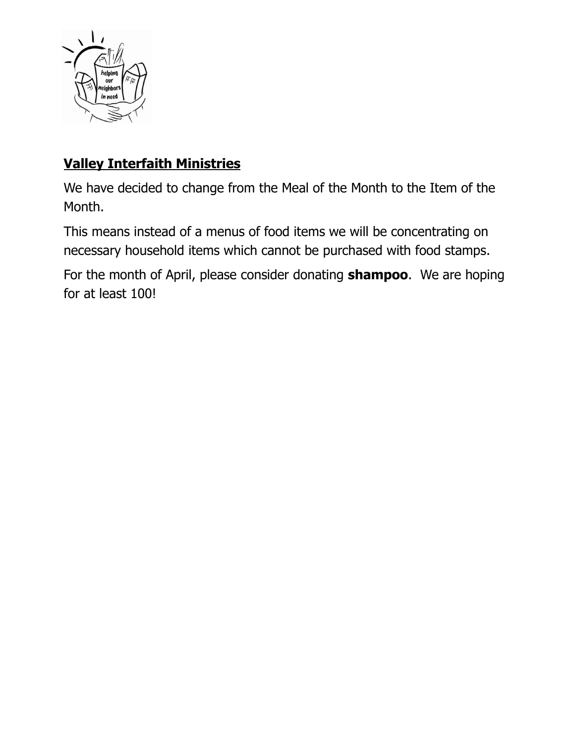**Valley Interfaith Ministries**

We have decided to change from the Meal of the Month to the Item of the Month.

This means instead of a menus of food items we will be concentrating on necessary household items which cannot be purchased with food stamps.

For the month of April, please consider donating **shampoo**. We are hoping for at least 100!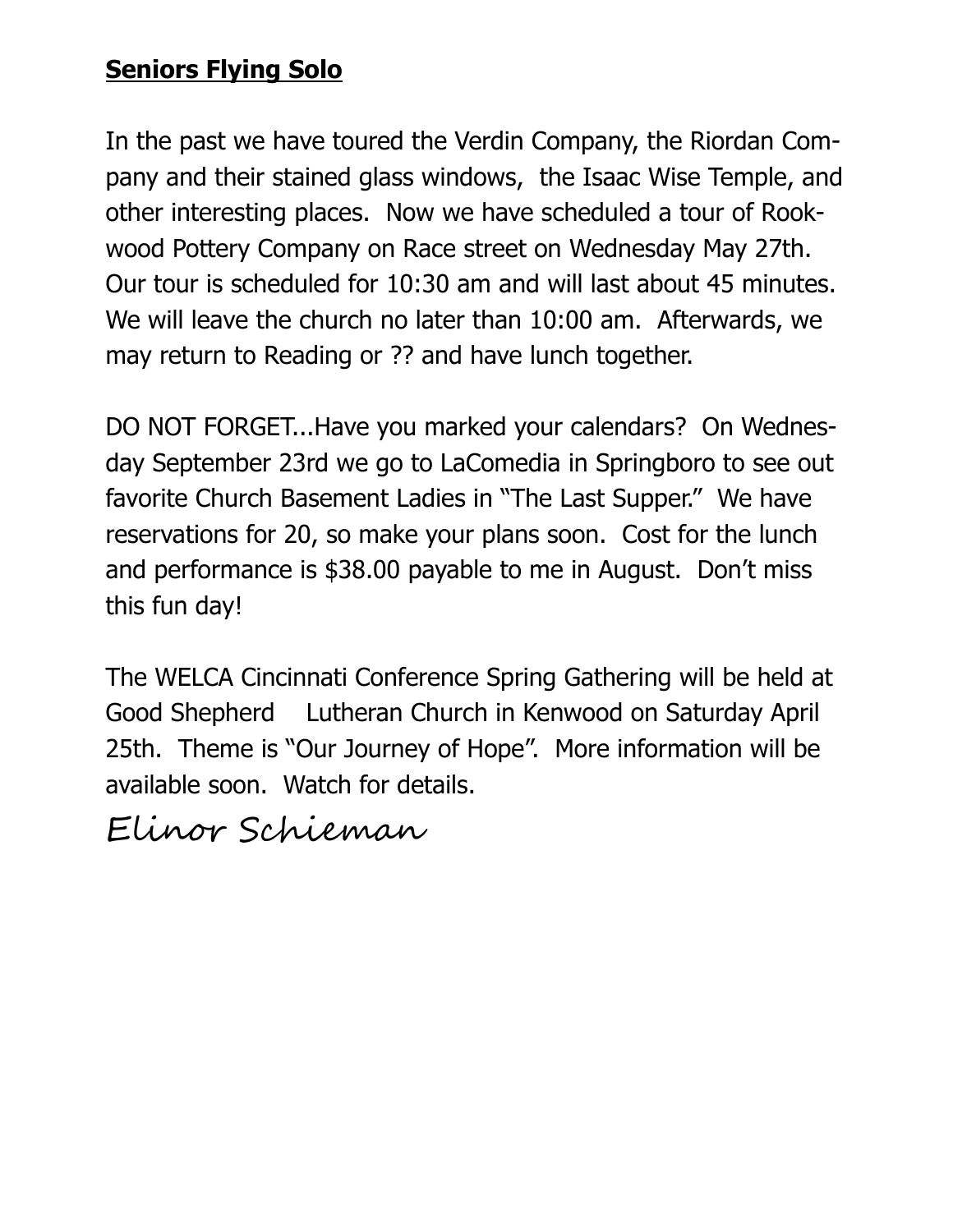**Seniors Flying Solo**

In the past we have toured the Verdin Company, the Riordan Company and their stained glass windows, the Isaac Wise Temple, and other interesting places. Now we have scheduled a tour of Rookwood Pottery Company on Race street on Wednesday May 27th. Our tour is scheduled for 10:30 am and will last about 45 minutes. We will leave the church no later than 10:00 am. Afterwards, we may return to Reading or ?? and have lunch together.

DO NOT FORGET...Have you marked your calendars? On Wednesday September 23rd we go to LaComedia in Springboro to see out favorite Church Basement Ladies in "The Last Supper." We have reservations for 20, so make your plans soon. Cost for the lunch and performance is $38.00 payable to me in August. Don't miss this fun day!

The WELCA Cincinnati Conference Spring Gathering will be held at Good Shepherd Lutheran Church in Kenwood on Saturday April 25th. Theme is "Our Journey of Hope". More information will be available soon. Watch for details.

Elinor Schieman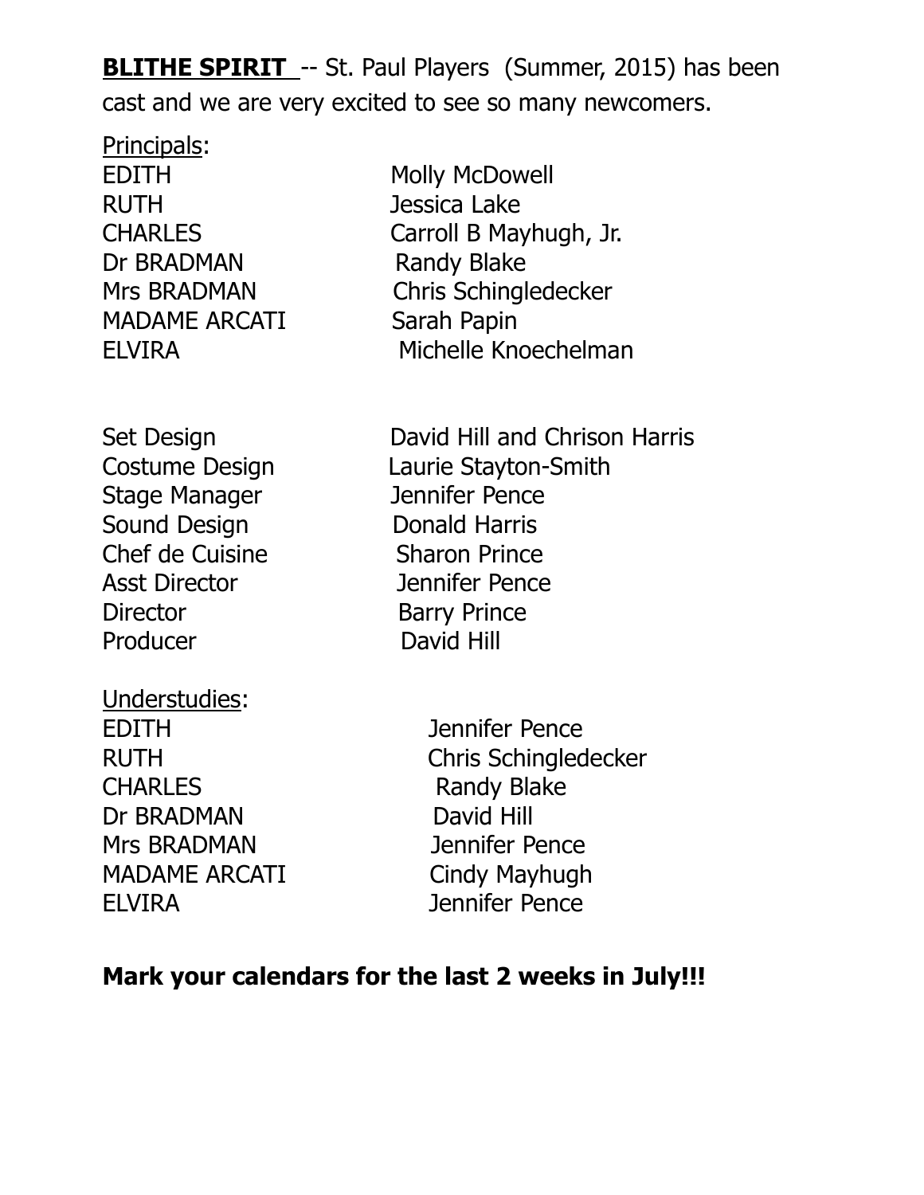**BLITHE SPIRIT** -- St. Paul Players (Summer, 2015) has been cast and we are very excited to see so many newcomers.

Principals:

| | |
|---|---|
| EDITH | Molly McDowell |
| RUTH | Jessica Lake |
| CHARLES | Carroll B Mayhugh, Jr. |
| Dr BRADMAN | Randy Blake |
| Mrs BRADMAN | Chris Schingledecker |
| MADAME ARCATI | Sarah Papin |
| ELVIRA | Michelle Knoechelman |

| | |
|---|---|
| Set Design | David Hill and Chrison Harris |
| Costume Design | Laurie Stayton-Smith |
| Stage Manager | Jennifer Pence |
| Sound Design | Donald Harris |
| Chef de Cuisine | Sharon Prince |
| Asst Director | Jennifer Pence |
| Director | Barry Prince |
| Producer | David Hill |

Understudies:

| | |
|---|---|
| EDITH | Jennifer Pence |
| RUTH | Chris Schingledecker |
| CHARLES | Randy Blake |
| Dr BRADMAN | David Hill |
| Mrs BRADMAN | Jennifer Pence |
| MADAME ARCATI | Cindy Mayhugh |
| ELVIRA | Jennifer Pence |

**Mark your calendars for the last 2 weeks in July!!!**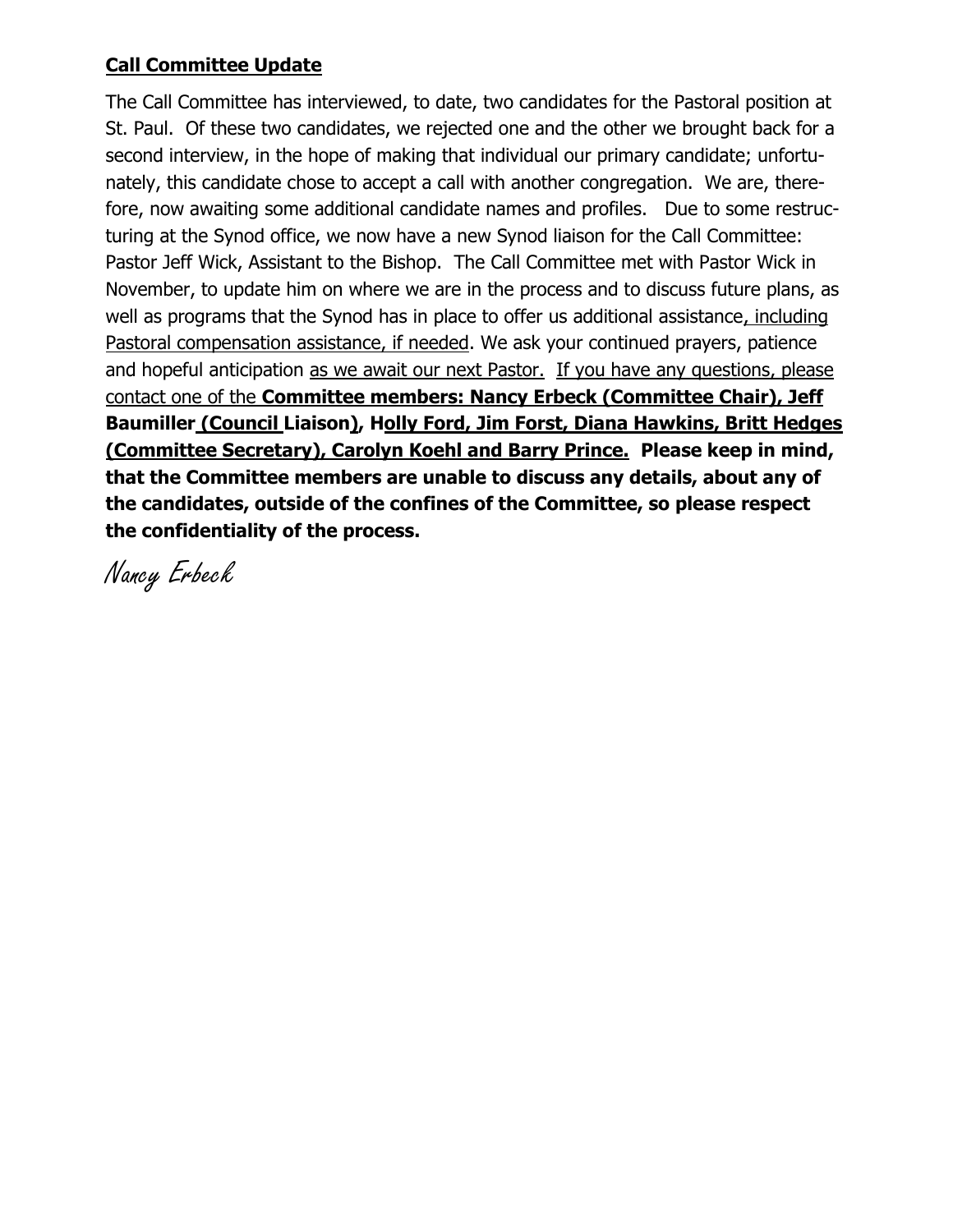**Call Committee Update**

The Call Committee has interviewed, to date, two candidates for the Pastoral position at St. Paul. Of these two candidates, we rejected one and the other we brought back for a second interview, in the hope of making that individual our primary candidate; unfortunately, this candidate chose to accept a call with another congregation. We are, therefore, now awaiting some additional candidate names and profiles. Due to some restructuring at the Synod office, we now have a new Synod liaison for the Call Committee: Pastor Jeff Wick, Assistant to the Bishop. The Call Committee met with Pastor Wick in November, to update him on where we are in the process and to discuss future plans, as well as programs that the Synod has in place to offer us additional assistance, including Pastoral compensation assistance, if needed. We ask your continued prayers, patience and hopeful anticipation as we await our next Pastor. If you have any questions, please contact one of the **Committee members: Nancy Erbeck (Committee Chair), Jeff Baumiller (Council Liaison), Holly Ford, Jim Forst, Diana Hawkins, Britt Hedges (Committee Secretary), Carolyn Koehl and Barry Prince. Please keep in mind, that the Committee members are unable to discuss any details, about any of the candidates, outside of the confines of the Committee, so please respect the confidentiality of the process.**

*Nancy Erbeck*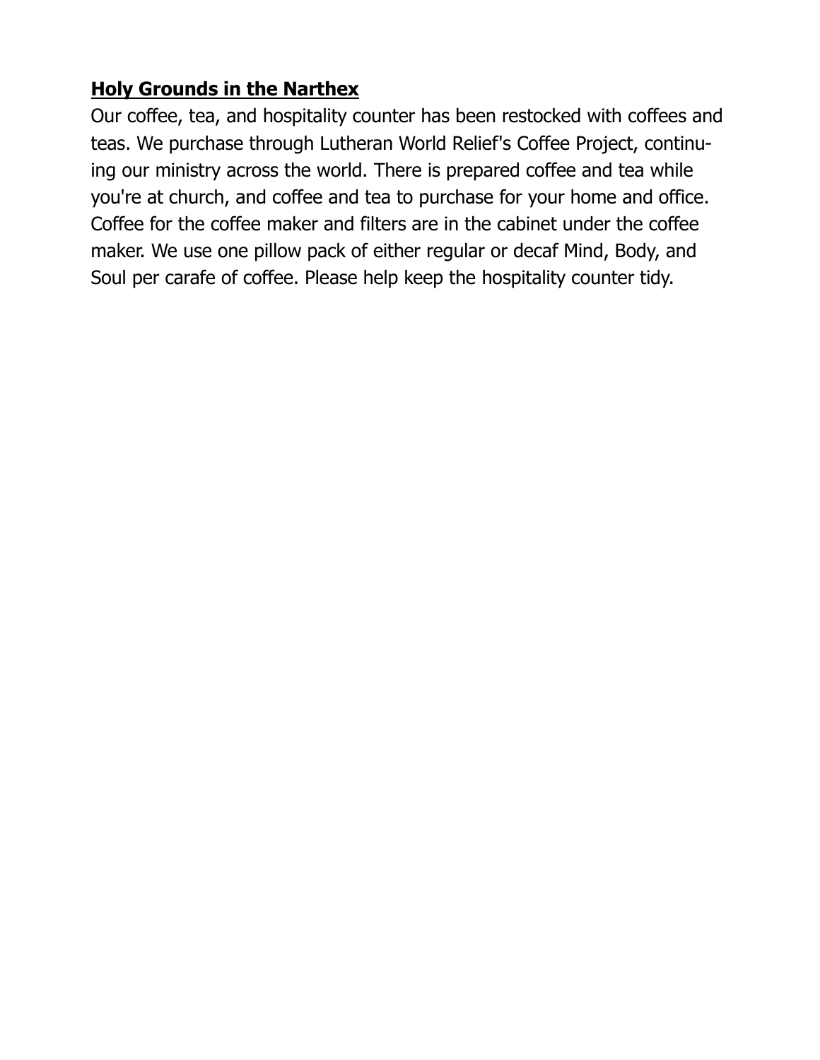**<u>Holy Grounds in the Narthex</u>**

Our coffee, tea, and hospitality counter has been restocked with coffees and teas. We purchase through Lutheran World Relief's Coffee Project, continuing our ministry across the world. There is prepared coffee and tea while you're at church, and coffee and tea to purchase for your home and office. Coffee for the coffee maker and filters are in the cabinet under the coffee maker. We use one pillow pack of either regular or decaf Mind, Body, and Soul per carafe of coffee. Please help keep the hospitality counter tidy.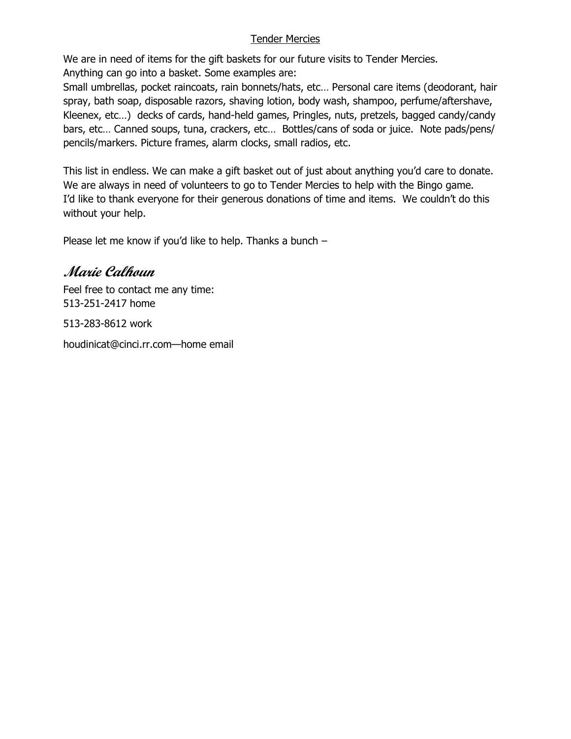## Tender Mercies

We are in need of items for the gift baskets for our future visits to Tender Mercies.
Anything can go into a basket. Some examples are:
Small umbrellas, pocket raincoats, rain bonnets/hats, etc… Personal care items (deodorant, hair spray, bath soap, disposable razors, shaving lotion, body wash, shampoo, perfume/aftershave, Kleenex, etc…) decks of cards, hand-held games, Pringles, nuts, pretzels, bagged candy/candy bars, etc… Canned soups, tuna, crackers, etc… Bottles/cans of soda or juice. Note pads/pens/pencils/markers. Picture frames, alarm clocks, small radios, etc.

This list in endless. We can make a gift basket out of just about anything you'd care to donate. We are always in need of volunteers to go to Tender Mercies to help with the Bingo game. I'd like to thank everyone for their generous donations of time and items. We couldn't do this without your help.

Please let me know if you'd like to help. Thanks a bunch –

***Marie Calhoun***

Feel free to contact me any time:
513-251-2417 home

513-283-8612 work

houdinicat@cinci.rr.com—home email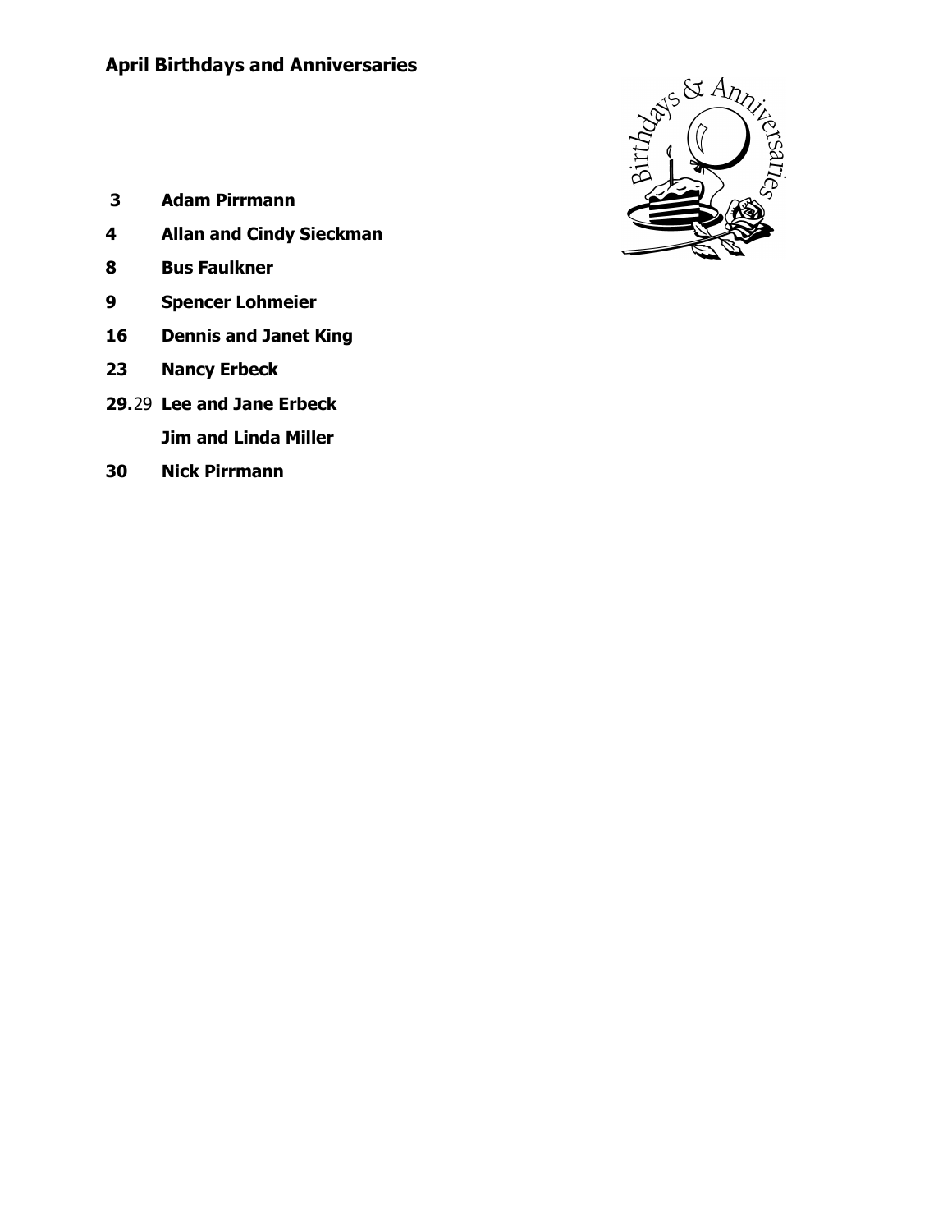**April Birthdays and Anniversaries**

**3** **Adam Pirrmann**

**4** **Allan and Cindy Sieckman**

**8** **Bus Faulkner**

**9** **Spencer Lohmeier**

**16** **Dennis and Janet King**

**23** **Nancy Erbeck**

**29.**29 **Lee and Jane Erbeck**

**Jim and Linda Miller**

**30** **Nick Pirrmann**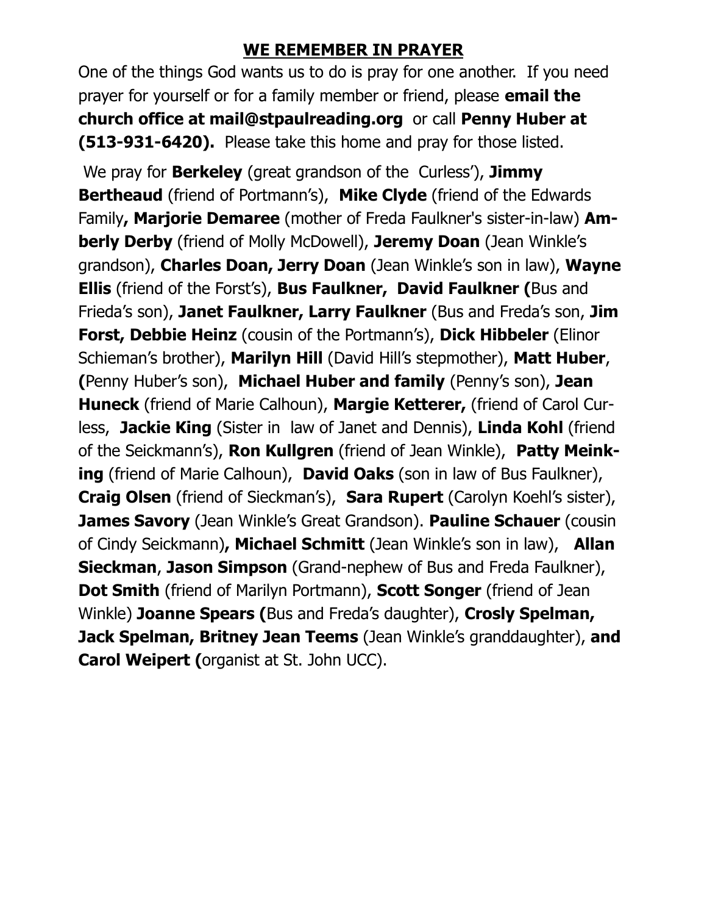**WE REMEMBER IN PRAYER**

One of the things God wants us to do is pray for one another. If you need prayer for yourself or for a family member or friend, please **email the church office at mail@stpaulreading.org** or call **Penny Huber at (513-931-6420).** Please take this home and pray for those listed.

We pray for **Berkeley** (great grandson of the Curless'), **Jimmy Bertheaud** (friend of Portmann's), **Mike Clyde** (friend of the Edwards Family**, Marjorie Demaree** (mother of Freda Faulkner's sister-in-law) **Amberly Derby** (friend of Molly McDowell), **Jeremy Doan** (Jean Winkle's grandson), **Charles Doan, Jerry Doan** (Jean Winkle's son in law), **Wayne Ellis** (friend of the Forst's), **Bus Faulkner, David Faulkner (**Bus and Frieda's son), **Janet Faulkner, Larry Faulkner** (Bus and Freda's son, **Jim Forst, Debbie Heinz** (cousin of the Portmann's), **Dick Hibbeler** (Elinor Schieman's brother), **Marilyn Hill** (David Hill's stepmother), **Matt Huber**, **(**Penny Huber's son), **Michael Huber and family** (Penny's son), **Jean Huneck** (friend of Marie Calhoun), **Margie Ketterer,** (friend of Carol Curless, **Jackie King** (Sister in law of Janet and Dennis), **Linda Kohl** (friend of the Seickmann's), **Ron Kullgren** (friend of Jean Winkle), **Patty Meinking** (friend of Marie Calhoun), **David Oaks** (son in law of Bus Faulkner), **Craig Olsen** (friend of Sieckman's), **Sara Rupert** (Carolyn Koehl's sister), **James Savory** (Jean Winkle's Great Grandson). **Pauline Schauer** (cousin of Cindy Seickmann)**, Michael Schmitt** (Jean Winkle's son in law), **Allan Sieckman**, **Jason Simpson** (Grand-nephew of Bus and Freda Faulkner), **Dot Smith** (friend of Marilyn Portmann), **Scott Songer** (friend of Jean Winkle) **Joanne Spears (**Bus and Freda's daughter), **Crosly Spelman, Jack Spelman, Britney Jean Teems** (Jean Winkle's granddaughter), **and Carol Weipert (**organist at St. John UCC).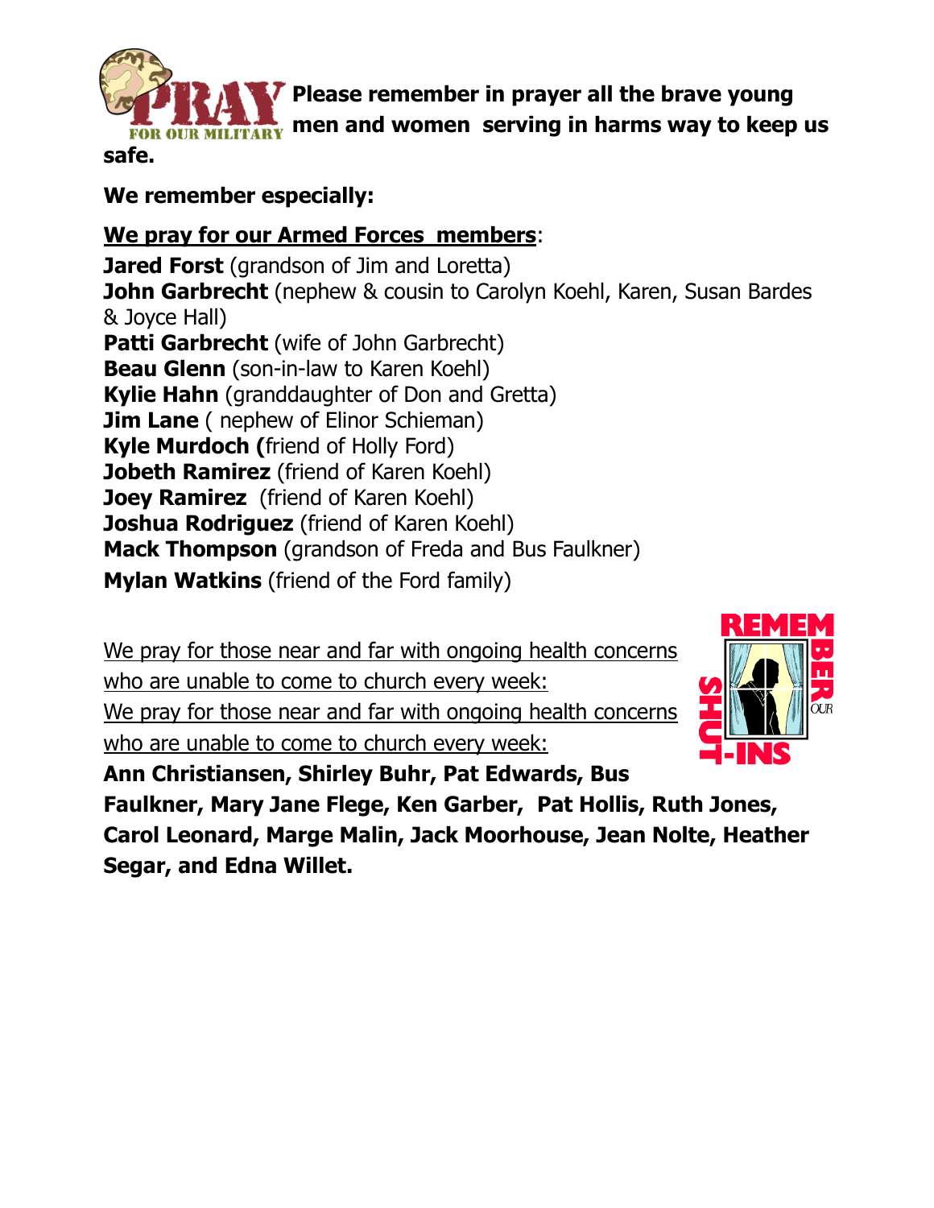**Please remember in prayer all the brave young men and women serving in harms way to keep us safe.**

**We remember especially:**

**We pray for our Armed Forces members**:

**Jared Forst** (grandson of Jim and Loretta)
**John Garbrecht** (nephew & cousin to Carolyn Koehl, Karen, Susan Bardes & Joyce Hall)
**Patti Garbrecht** (wife of John Garbrecht)
**Beau Glenn** (son-in-law to Karen Koehl)
**Kylie Hahn** (granddaughter of Don and Gretta)
**Jim Lane** ( nephew of Elinor Schieman)
**Kyle Murdoch (**friend of Holly Ford)
**Jobeth Ramirez** (friend of Karen Koehl)
**Joey Ramirez** (friend of Karen Koehl)
**Joshua Rodriguez** (friend of Karen Koehl)
**Mack Thompson** (grandson of Freda and Bus Faulkner)
**Mylan Watkins** (friend of the Ford family)

We pray for those near and far with ongoing health concerns who are unable to come to church every week:
We pray for those near and far with ongoing health concerns who are unable to come to church every week:

**Ann Christiansen, Shirley Buhr, Pat Edwards, Bus Faulkner, Mary Jane Flege, Ken Garber, Pat Hollis, Ruth Jones, Carol Leonard, Marge Malin, Jack Moorhouse, Jean Nolte, Heather Segar, and Edna Willet.**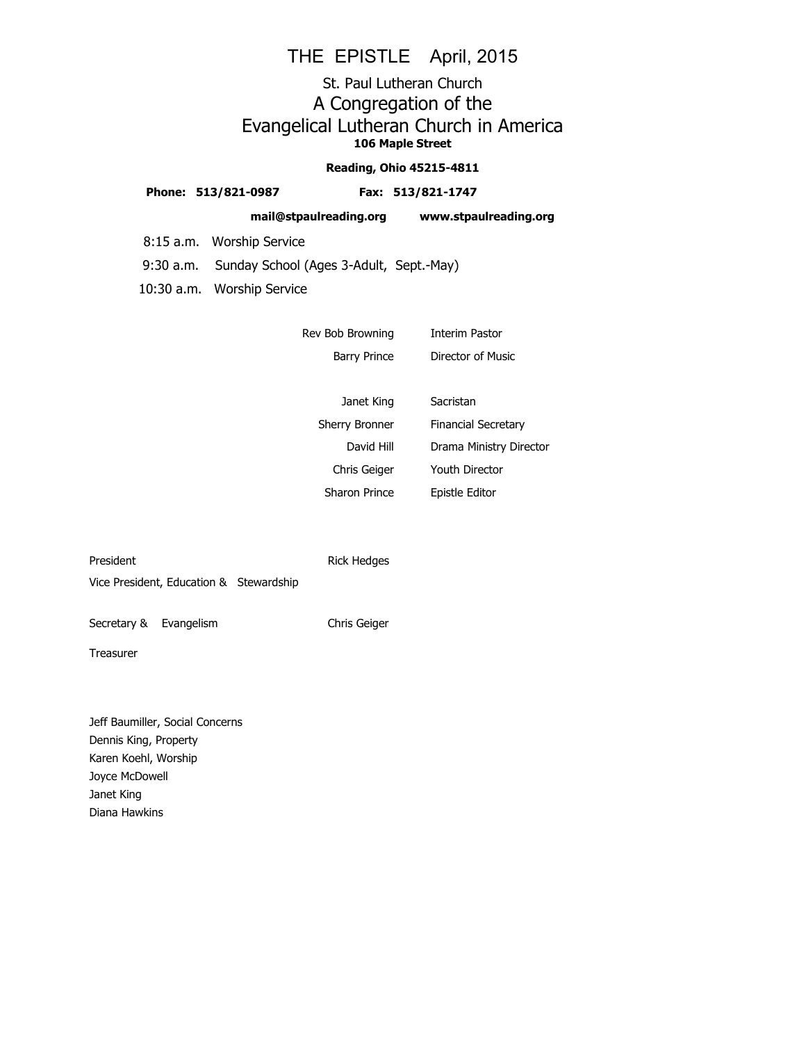# THE EPISTLE April, 2015

St. Paul Lutheran Church

## A Congregation of the Evangelical Lutheran Church in America

**106 Maple Street**

**Reading, Ohio 45215-4811**

**Phone: 513/821-0987** **Fax: 513/821-1747**

**mail@stpaulreading.org** **www.stpaulreading.org**

8:15 a.m. Worship Service

9:30 a.m. Sunday School (Ages 3-Adult, Sept.-May)

10:30 a.m. Worship Service

| | |
|---|---|
| Rev Bob Browning | Interim Pastor |
| Barry Prince | Director of Music |
| | |
| Janet King | Sacristan |
| Sherry Bronner | Financial Secretary |
| David Hill | Drama Ministry Director |
| Chris Geiger | Youth Director |
| Sharon Prince | Epistle Editor |

| | |
|---|---|
| President | Rick Hedges |
| Vice President, Education & Stewardship | |
| Secretary & Evangelism | Chris Geiger |
| Treasurer | |

Jeff Baumiller, Social Concerns
Dennis King, Property
Karen Koehl, Worship
Joyce McDowell
Janet King
Diana Hawkins